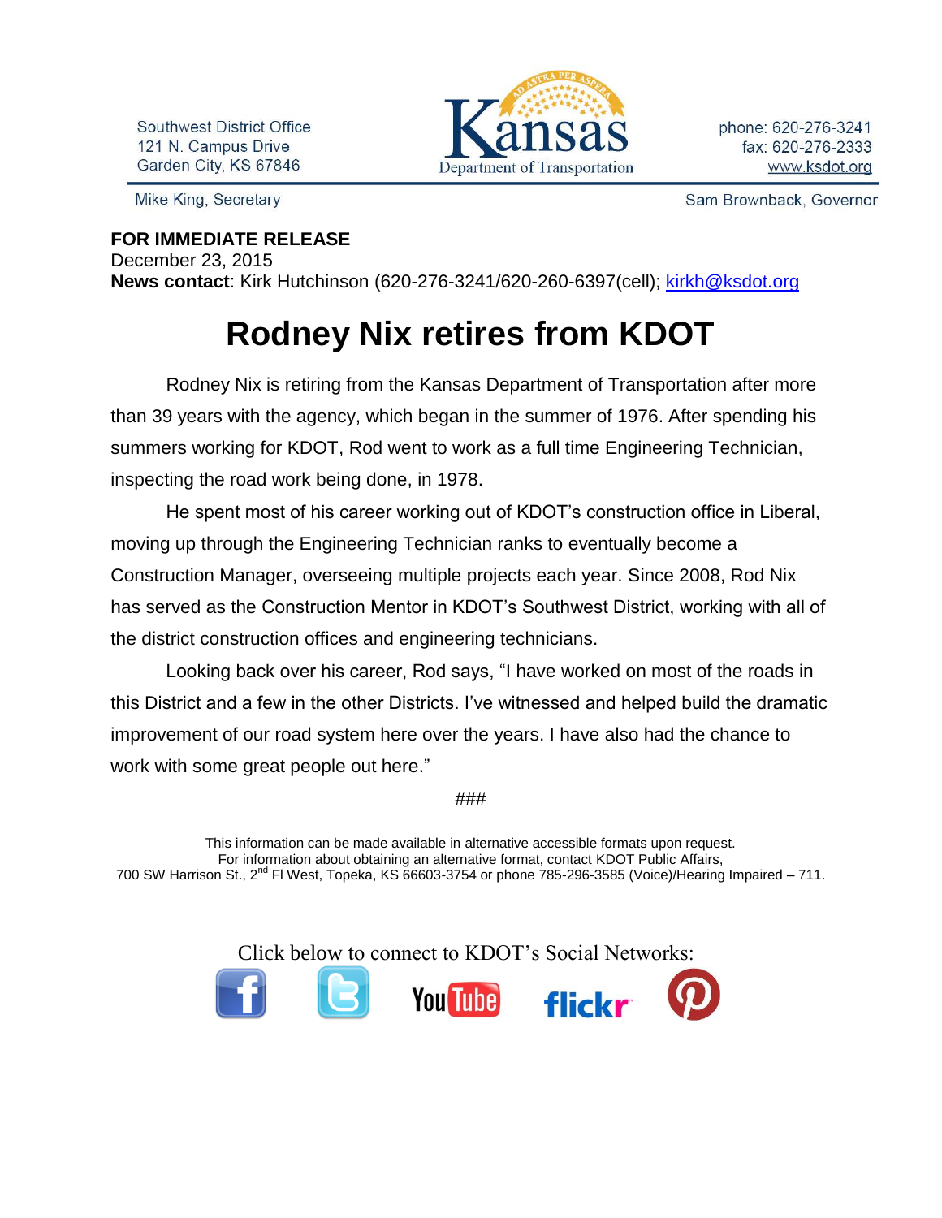Southwest District Office
121 N. Campus Drive
Garden City, KS 67846

Kansas Department of Transportation

phone: 620-276-3241
fax: 620-276-2333
www.ksdot.org

Mike King, Secretary

Sam Brownback, Governor

**FOR IMMEDIATE RELEASE**
December 23, 2015
**News contact**: Kirk Hutchinson (620-276-3241/620-260-6397(cell); kirkh@ksdot.org

# Rodney Nix retires from KDOT

Rodney Nix is retiring from the Kansas Department of Transportation after more than 39 years with the agency, which began in the summer of 1976. After spending his summers working for KDOT, Rod went to work as a full time Engineering Technician, inspecting the road work being done, in 1978.

He spent most of his career working out of KDOT's construction office in Liberal, moving up through the Engineering Technician ranks to eventually become a Construction Manager, overseeing multiple projects each year. Since 2008, Rod Nix has served as the Construction Mentor in KDOT's Southwest District, working with all of the district construction offices and engineering technicians.

Looking back over his career, Rod says, "I have worked on most of the roads in this District and a few in the other Districts. I've witnessed and helped build the dramatic improvement of our road system here over the years. I have also had the chance to work with some great people out here."

###

This information can be made available in alternative accessible formats upon request.
For information about obtaining an alternative format, contact KDOT Public Affairs,
700 SW Harrison St., 2nd Fl West, Topeka, KS 66603-3754 or phone 785-296-3585 (Voice)/Hearing Impaired – 711.

Click below to connect to KDOT's Social Networks: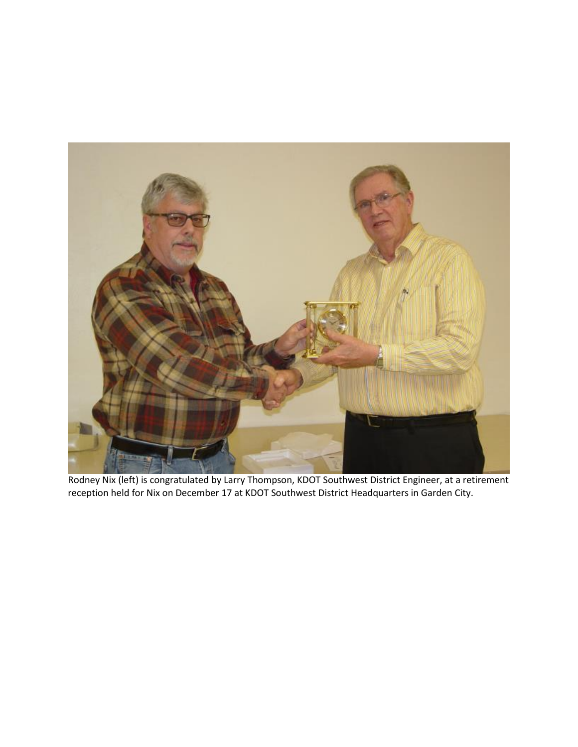Rodney Nix (left) is congratulated by Larry Thompson, KDOT Southwest District Engineer, at a retirement reception held for Nix on December 17 at KDOT Southwest District Headquarters in Garden City.